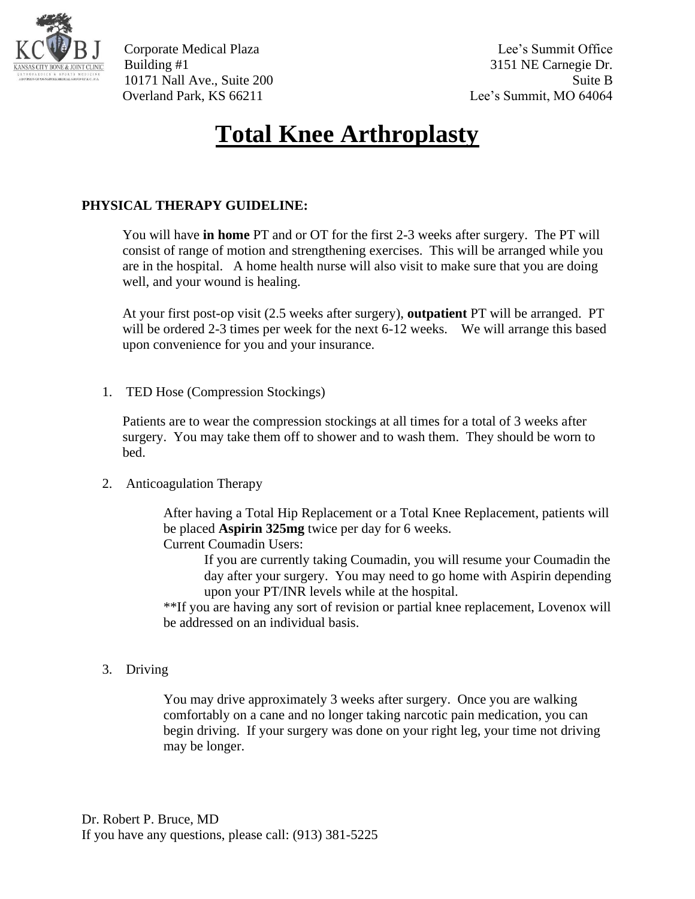Corporate Medical Plaza
Building #1
10171 Nall Ave., Suite 200
Overland Park, KS 66211

Lee's Summit Office
3151 NE Carnegie Dr.
Suite B
Lee's Summit, MO 64064

# Total Knee Arthroplasty

**PHYSICAL THERAPY GUIDELINE:**

You will have **in home** PT and or OT for the first 2-3 weeks after surgery. The PT will consist of range of motion and strengthening exercises. This will be arranged while you are in the hospital. A home health nurse will also visit to make sure that you are doing well, and your wound is healing.

At your first post-op visit (2.5 weeks after surgery), **outpatient** PT will be arranged. PT will be ordered 2-3 times per week for the next 6-12 weeks. We will arrange this based upon convenience for you and your insurance.

1. TED Hose (Compression Stockings)

   Patients are to wear the compression stockings at all times for a total of 3 weeks after surgery. You may take them off to shower and to wash them. They should be worn to bed.

2. Anticoagulation Therapy

   After having a Total Hip Replacement or a Total Knee Replacement, patients will be placed **Aspirin 325mg** twice per day for 6 weeks.
   Current Coumadin Users:
   
   If you are currently taking Coumadin, you will resume your Coumadin the day after your surgery. You may need to go home with Aspirin depending upon your PT/INR levels while at the hospital.
   
   **If you are having any sort of revision or partial knee replacement, Lovenox will be addressed on an individual basis.

3. Driving

   You may drive approximately 3 weeks after surgery. Once you are walking comfortably on a cane and no longer taking narcotic pain medication, you can begin driving. If your surgery was done on your right leg, your time not driving may be longer.

Dr. Robert P. Bruce, MD
If you have any questions, please call: (913) 381-5225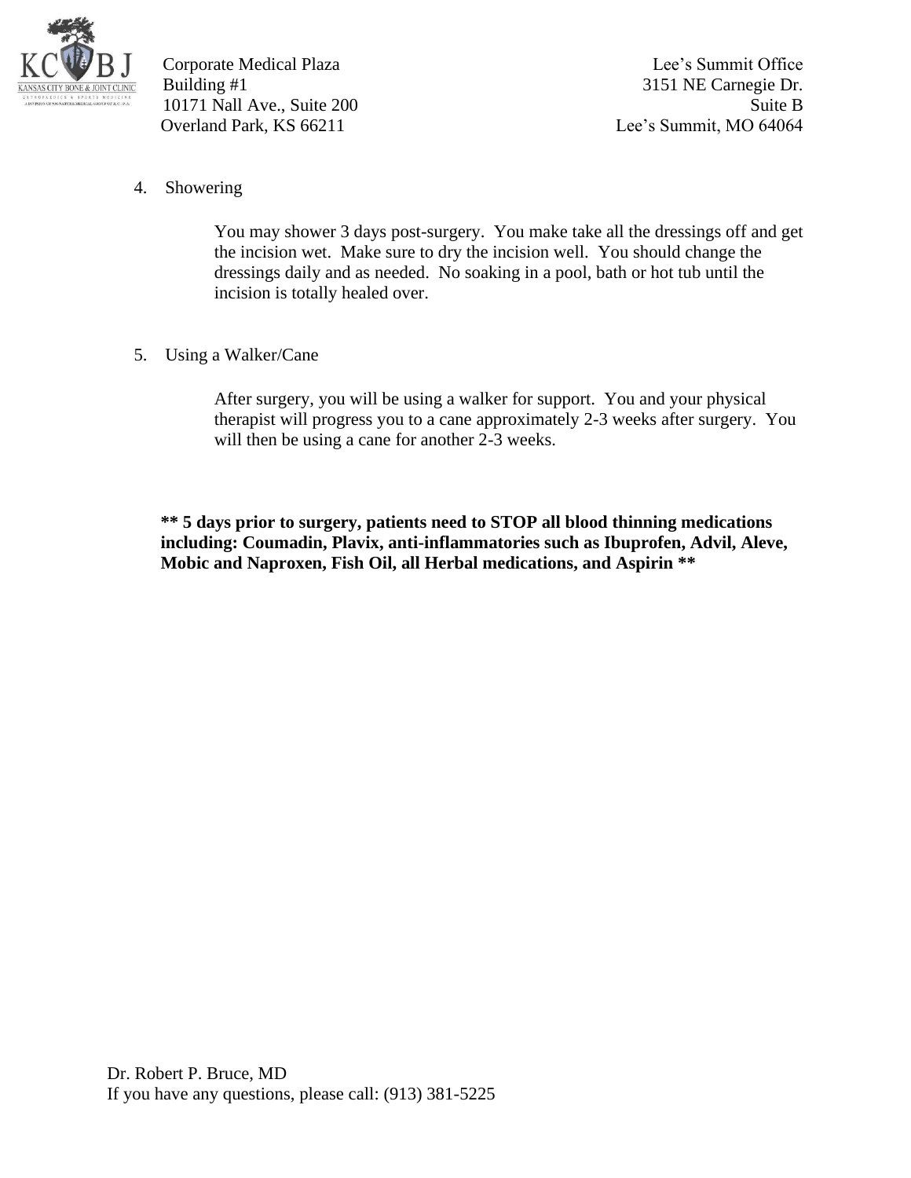4. Showering

   You may shower 3 days post-surgery. You make take all the dressings off and get the incision wet. Make sure to dry the incision well. You should change the dressings daily and as needed. No soaking in a pool, bath or hot tub until the incision is totally healed over.

5. Using a Walker/Cane

   After surgery, you will be using a walker for support. You and your physical therapist will progress you to a cane approximately 2-3 weeks after surgery. You will then be using a cane for another 2-3 weeks.

**** 5 days prior to surgery, patients need to STOP all blood thinning medications including: Coumadin, Plavix, anti-inflammatories such as Ibuprofen, Advil, Aleve, Mobic and Naproxen, Fish Oil, all Herbal medications, and Aspirin ****

Dr. Robert P. Bruce, MD
If you have any questions, please call: (913) 381-5225